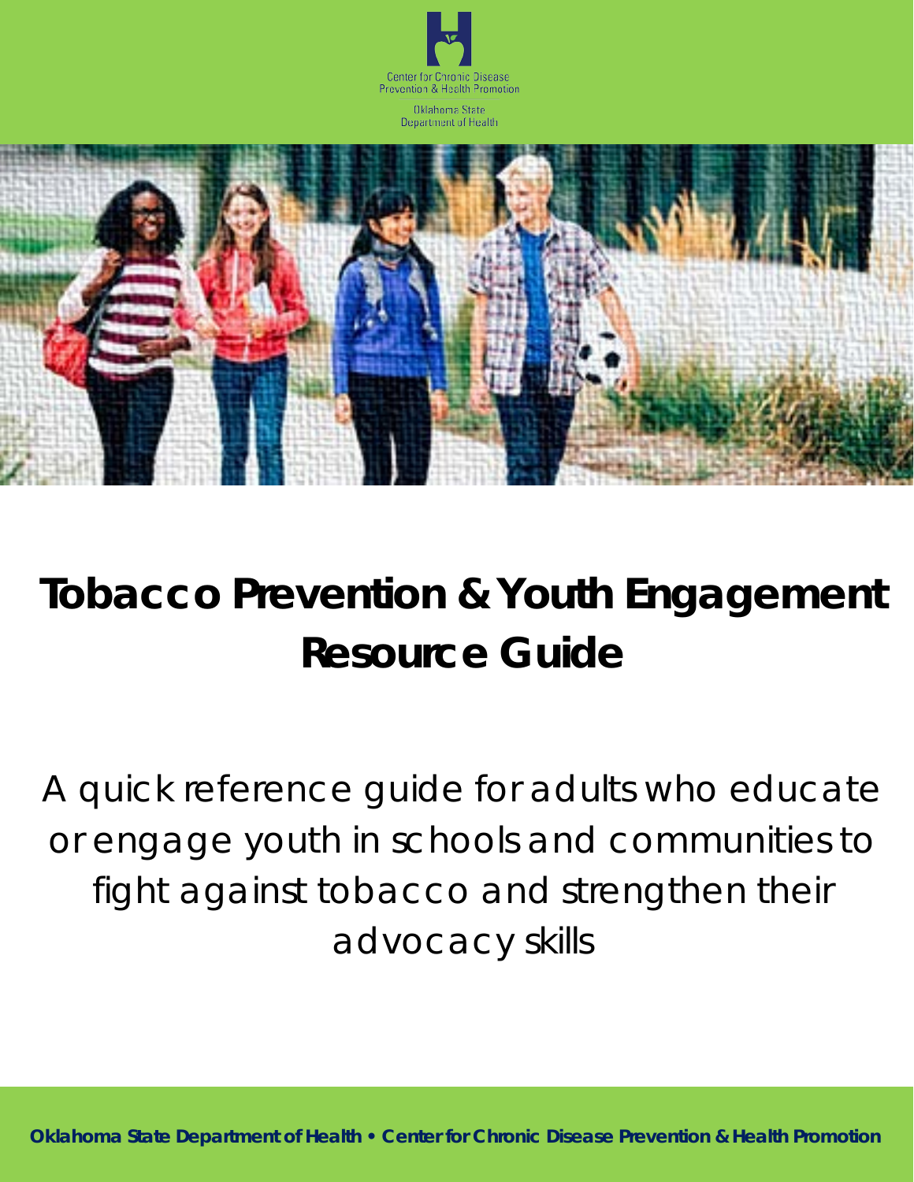Center for Chronic Disease Prevention & Health Promotion

Oklahoma State Department of Health

# Tobacco Prevention & Youth Engagement Resource Guide

A quick reference guide for adults who educate or engage youth in schools and communities to fight against tobacco and strengthen their advocacy skills

**Oklahoma State Department of Health • Center for Chronic Disease Prevention & Health Promotion**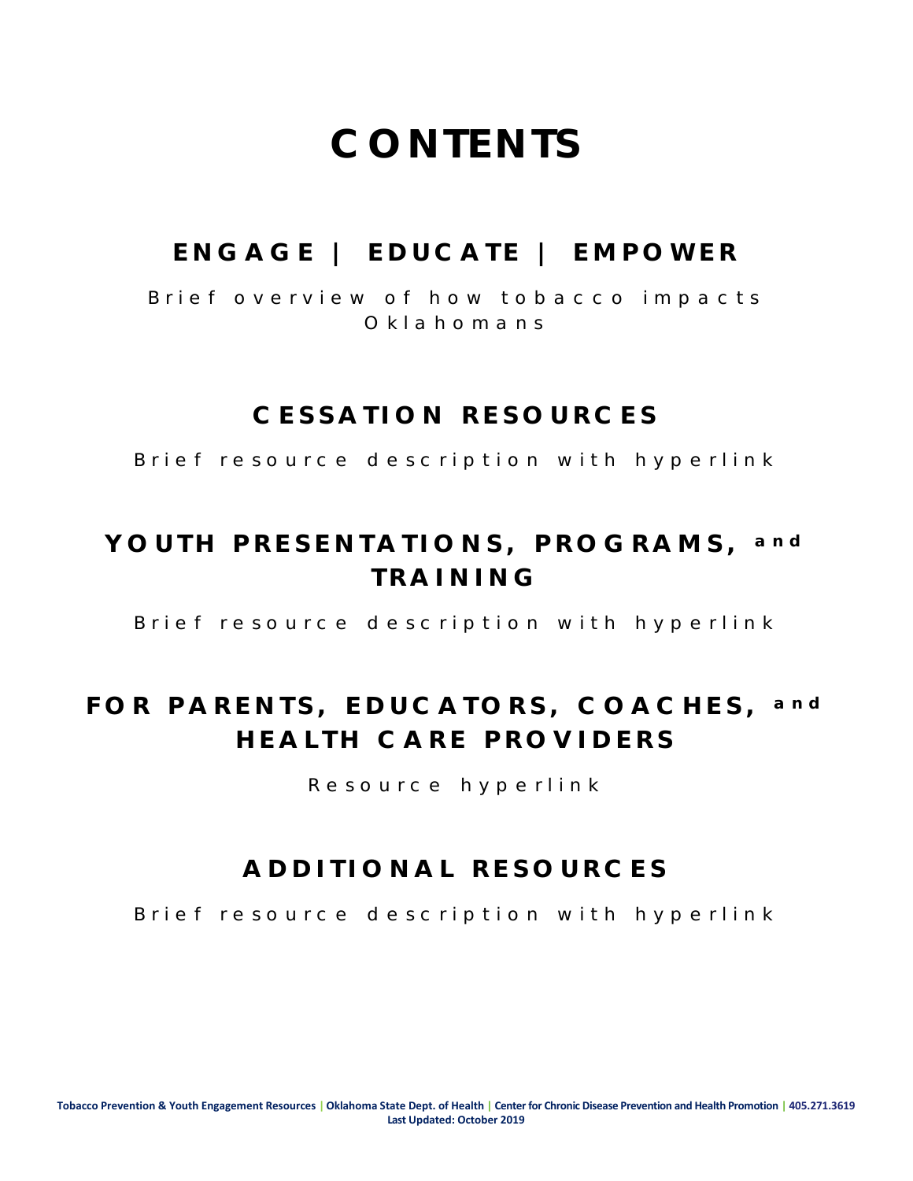# CONTENTS

## ENGAGE | EDUCATE | EMPOWER

Brief overview of how tobacco impacts Oklahomans

## CESSATION RESOURCES

Brief resource description with hyperlink

## YOUTH PRESENTATIONS, PROGRAMS, and TRAINING

Brief resource description with hyperlink

## FOR PARENTS, EDUCATORS, COACHES, and HEALTH CARE PROVIDERS

Resource hyperlink

## ADDITIONAL RESOURCES

Brief resource description with hyperlink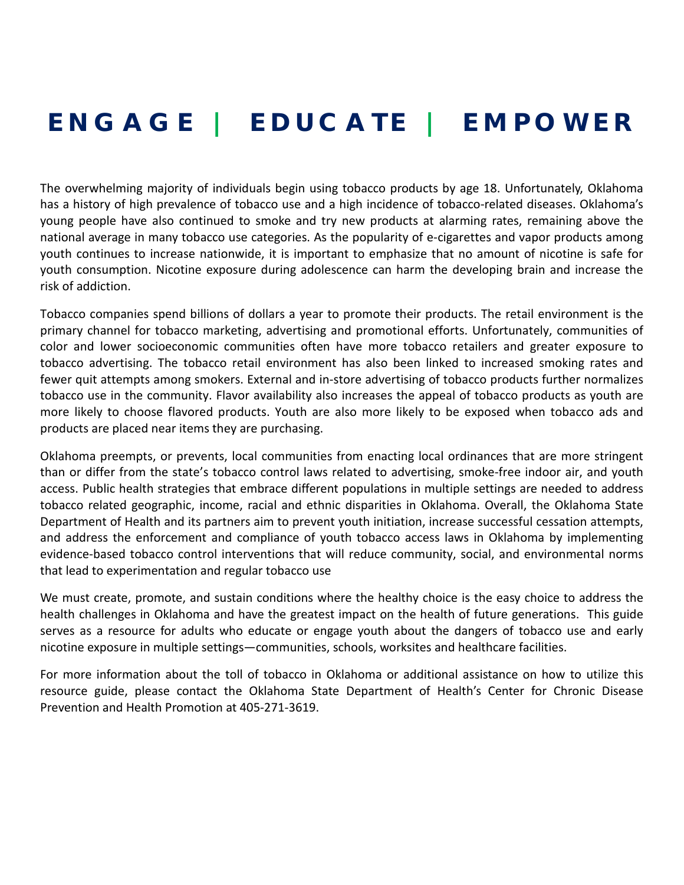# ENGAGE | EDUCATE | EMPOWER

The overwhelming majority of individuals begin using tobacco products by age 18. Unfortunately, Oklahoma has a history of high prevalence of tobacco use and a high incidence of tobacco-related diseases. Oklahoma's young people have also continued to smoke and try new products at alarming rates, remaining above the national average in many tobacco use categories. As the popularity of e-cigarettes and vapor products among youth continues to increase nationwide, it is important to emphasize that no amount of nicotine is safe for youth consumption. Nicotine exposure during adolescence can harm the developing brain and increase the risk of addiction.

Tobacco companies spend billions of dollars a year to promote their products. The retail environment is the primary channel for tobacco marketing, advertising and promotional efforts. Unfortunately, communities of color and lower socioeconomic communities often have more tobacco retailers and greater exposure to tobacco advertising. The tobacco retail environment has also been linked to increased smoking rates and fewer quit attempts among smokers. External and in-store advertising of tobacco products further normalizes tobacco use in the community. Flavor availability also increases the appeal of tobacco products as youth are more likely to choose flavored products. Youth are also more likely to be exposed when tobacco ads and products are placed near items they are purchasing.

Oklahoma preempts, or prevents, local communities from enacting local ordinances that are more stringent than or differ from the state's tobacco control laws related to advertising, smoke-free indoor air, and youth access. Public health strategies that embrace different populations in multiple settings are needed to address tobacco related geographic, income, racial and ethnic disparities in Oklahoma. Overall, the Oklahoma State Department of Health and its partners aim to prevent youth initiation, increase successful cessation attempts, and address the enforcement and compliance of youth tobacco access laws in Oklahoma by implementing evidence-based tobacco control interventions that will reduce community, social, and environmental norms that lead to experimentation and regular tobacco use

We must create, promote, and sustain conditions where the healthy choice is the easy choice to address the health challenges in Oklahoma and have the greatest impact on the health of future generations. This guide serves as a resource for adults who educate or engage youth about the dangers of tobacco use and early nicotine exposure in multiple settings—communities, schools, worksites and healthcare facilities.

For more information about the toll of tobacco in Oklahoma or additional assistance on how to utilize this resource guide, please contact the Oklahoma State Department of Health's Center for Chronic Disease Prevention and Health Promotion at 405-271-3619.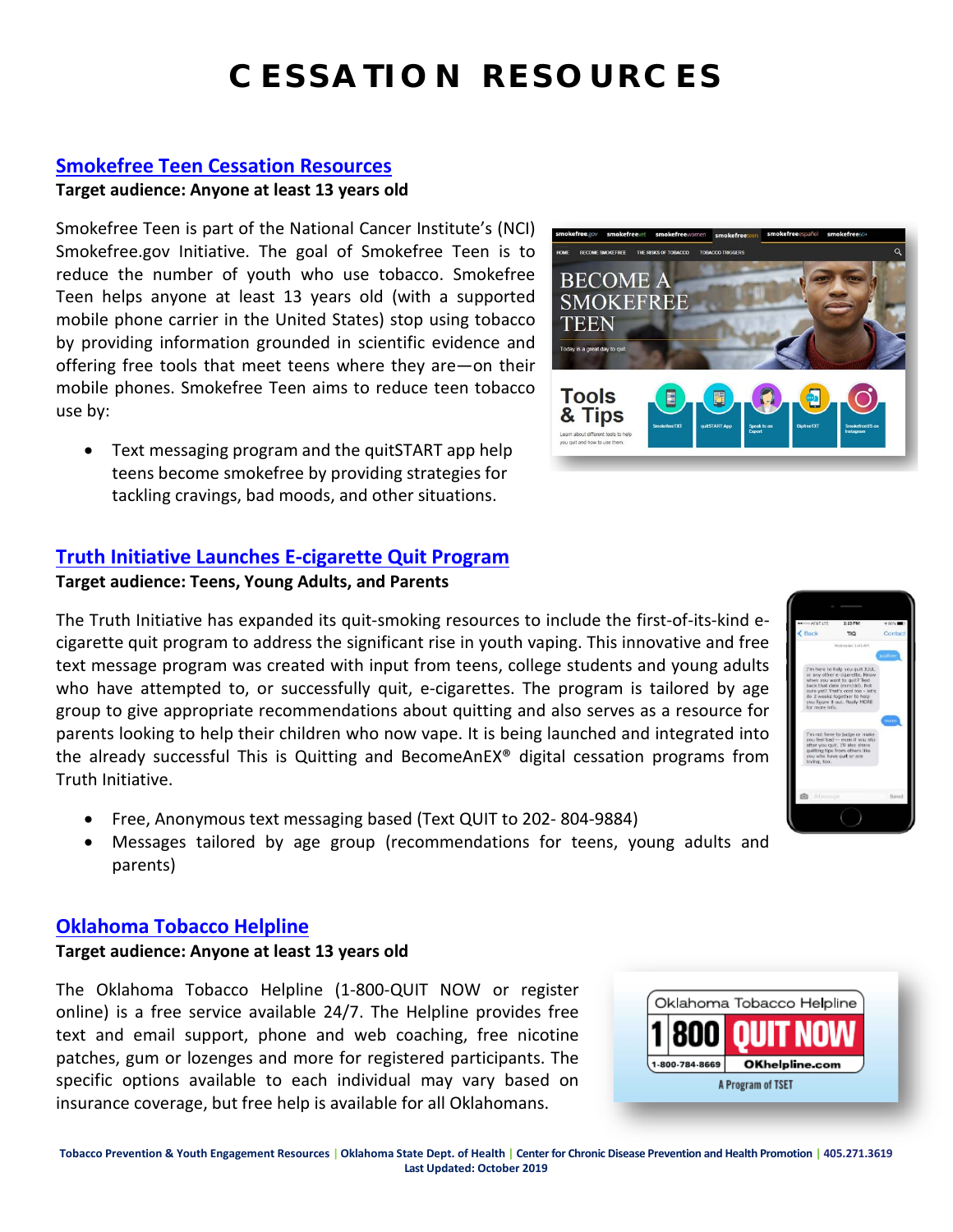# CESSATION RESOURCES

## [Smokefree Teen Cessation Resources]

**Target audience: Anyone at least 13 years old**

Smokefree Teen is part of the National Cancer Institute's (NCI) Smokefree.gov Initiative. The goal of Smokefree Teen is to reduce the number of youth who use tobacco. Smokefree Teen helps anyone at least 13 years old (with a supported mobile phone carrier in the United States) stop using tobacco by providing information grounded in scientific evidence and offering free tools that meet teens where they are—on their mobile phones. Smokefree Teen aims to reduce teen tobacco use by:

- Text messaging program and the quitSTART app help teens become smokefree by providing strategies for tackling cravings, bad moods, and other situations.

## [Truth Initiative Launches E-cigarette Quit Program]

**Target audience: Teens, Young Adults, and Parents**

The Truth Initiative has expanded its quit-smoking resources to include the first-of-its-kind e-cigarette quit program to address the significant rise in youth vaping. This innovative and free text message program was created with input from teens, college students and young adults who have attempted to, or successfully quit, e-cigarettes. The program is tailored by age group to give appropriate recommendations about quitting and also serves as a resource for parents looking to help their children who now vape. It is being launched and integrated into the already successful This is Quitting and BecomeAnEX® digital cessation programs from Truth Initiative.

- Free, Anonymous text messaging based (Text QUIT to 202- 804-9884)
- Messages tailored by age group (recommendations for teens, young adults and parents)

## [Oklahoma Tobacco Helpline]

**Target audience: Anyone at least 13 years old**

The Oklahoma Tobacco Helpline (1-800-QUIT NOW or register online) is a free service available 24/7. The Helpline provides free text and email support, phone and web coaching, free nicotine patches, gum or lozenges and more for registered participants. The specific options available to each individual may vary based on insurance coverage, but free help is available for all Oklahomans.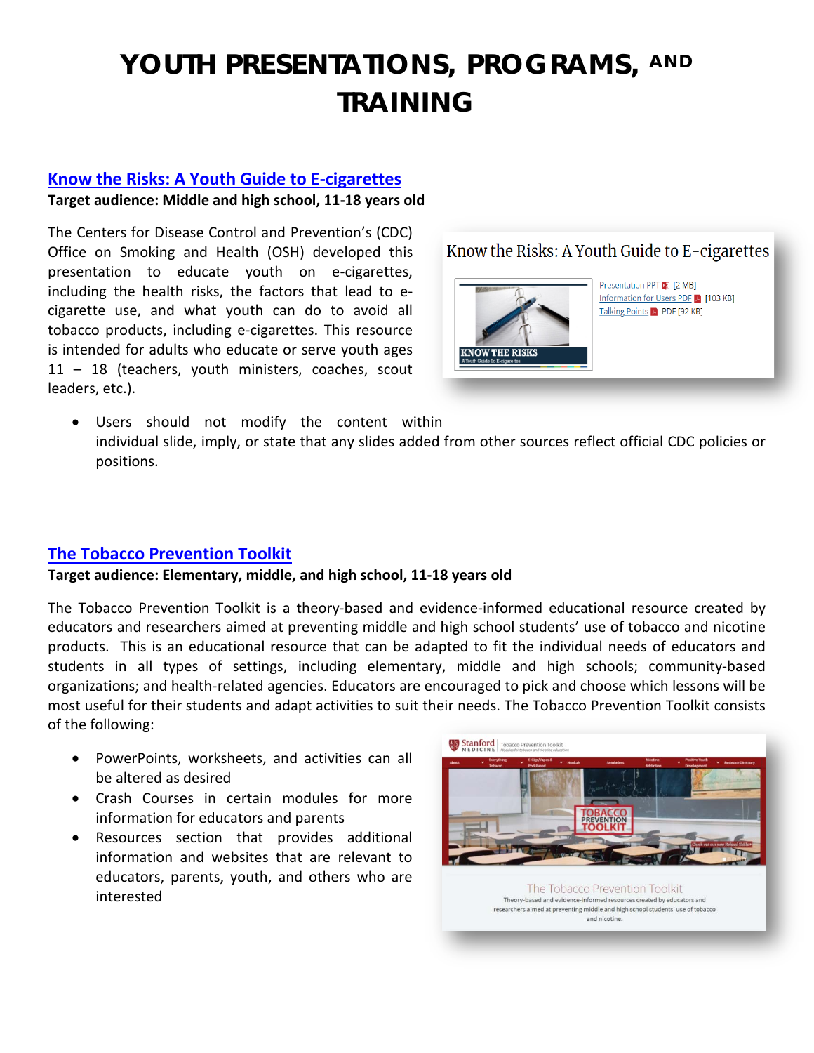# YOUTH PRESENTATIONS, PROGRAMS, AND TRAINING

## [Know the Risks: A Youth Guide to E-cigarettes]

**Target audience: Middle and high school, 11-18 years old**

The Centers for Disease Control and Prevention's (CDC) Office on Smoking and Health (OSH) developed this presentation to educate youth on e-cigarettes, including the health risks, the factors that lead to e-cigarette use, and what youth can do to avoid all tobacco products, including e-cigarettes. This resource is intended for adults who educate or serve youth ages 11 – 18 (teachers, youth ministers, coaches, scout leaders, etc.).

- Users should not modify the content within individual slide, imply, or state that any slides added from other sources reflect official CDC policies or positions.

## [The Tobacco Prevention Toolkit]

**Target audience: Elementary, middle, and high school, 11-18 years old**

The Tobacco Prevention Toolkit is a theory-based and evidence-informed educational resource created by educators and researchers aimed at preventing middle and high school students' use of tobacco and nicotine products. This is an educational resource that can be adapted to fit the individual needs of educators and students in all types of settings, including elementary, middle and high schools; community-based organizations; and health-related agencies. Educators are encouraged to pick and choose which lessons will be most useful for their students and adapt activities to suit their needs. The Tobacco Prevention Toolkit consists of the following:

- PowerPoints, worksheets, and activities can all be altered as desired
- Crash Courses in certain modules for more information for educators and parents
- Resources section that provides additional information and websites that are relevant to educators, parents, youth, and others who are interested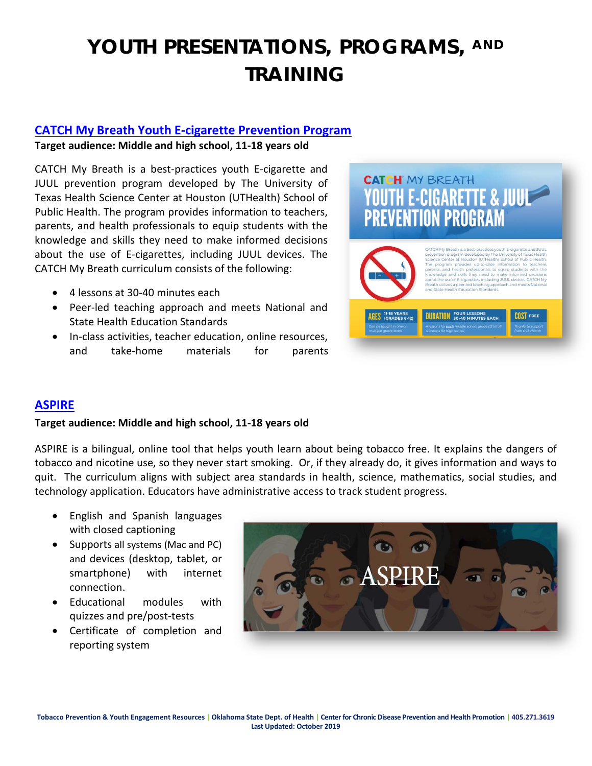# YOUTH PRESENTATIONS, PROGRAMS, AND TRAINING

## CATCH My Breath Youth E-cigarette Prevention Program

**Target audience: Middle and high school, 11-18 years old**

CATCH My Breath is a best-practices youth E-cigarette and JUUL prevention program developed by The University of Texas Health Science Center at Houston (UTHealth) School of Public Health. The program provides information to teachers, parents, and health professionals to equip students with the knowledge and skills they need to make informed decisions about the use of E-cigarettes, including JUUL devices. The CATCH My Breath curriculum consists of the following:

- 4 lessons at 30-40 minutes each
- Peer-led teaching approach and meets National and State Health Education Standards
- In-class activities, teacher education, online resources, and take-home materials for parents

## ASPIRE

**Target audience: Middle and high school, 11-18 years old**

ASPIRE is a bilingual, online tool that helps youth learn about being tobacco free. It explains the dangers of tobacco and nicotine use, so they never start smoking. Or, if they already do, it gives information and ways to quit. The curriculum aligns with subject area standards in health, science, mathematics, social studies, and technology application. Educators have administrative access to track student progress.

- English and Spanish languages with closed captioning
- Supports all systems (Mac and PC) and devices (desktop, tablet, or smartphone) with internet connection.
- Educational modules with quizzes and pre/post-tests
- Certificate of completion and reporting system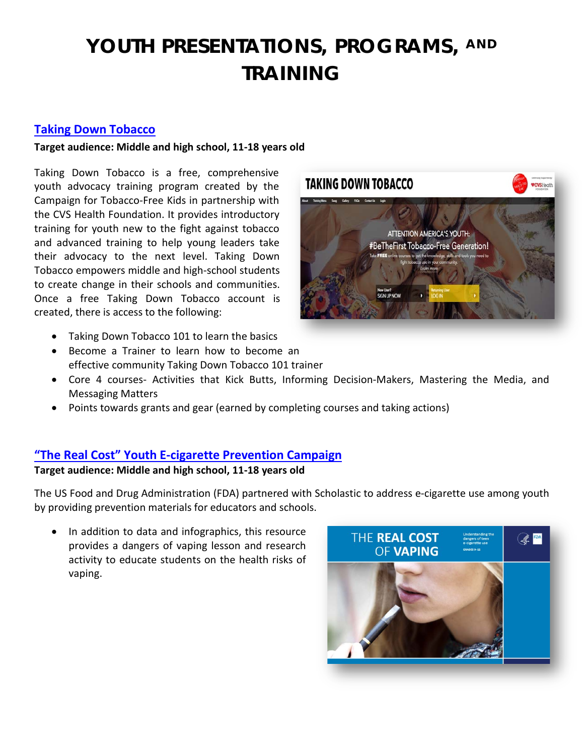# YOUTH PRESENTATIONS, PROGRAMS, AND TRAINING

## Taking Down Tobacco

**Target audience: Middle and high school, 11-18 years old**

Taking Down Tobacco is a free, comprehensive youth advocacy training program created by the Campaign for Tobacco-Free Kids in partnership with the CVS Health Foundation. It provides introductory training for youth new to the fight against tobacco and advanced training to help young leaders take their advocacy to the next level. Taking Down Tobacco empowers middle and high-school students to create change in their schools and communities. Once a free Taking Down Tobacco account is created, there is access to the following:

- Taking Down Tobacco 101 to learn the basics
- Become a Trainer to learn how to become an effective community Taking Down Tobacco 101 trainer
- Core 4 courses- Activities that Kick Butts, Informing Decision-Makers, Mastering the Media, and Messaging Matters
- Points towards grants and gear (earned by completing courses and taking actions)

## "The Real Cost" Youth E-cigarette Prevention Campaign

**Target audience: Middle and high school, 11-18 years old**

The US Food and Drug Administration (FDA) partnered with Scholastic to address e-cigarette use among youth by providing prevention materials for educators and schools.

- In addition to data and infographics, this resource provides a dangers of vaping lesson and research activity to educate students on the health risks of vaping.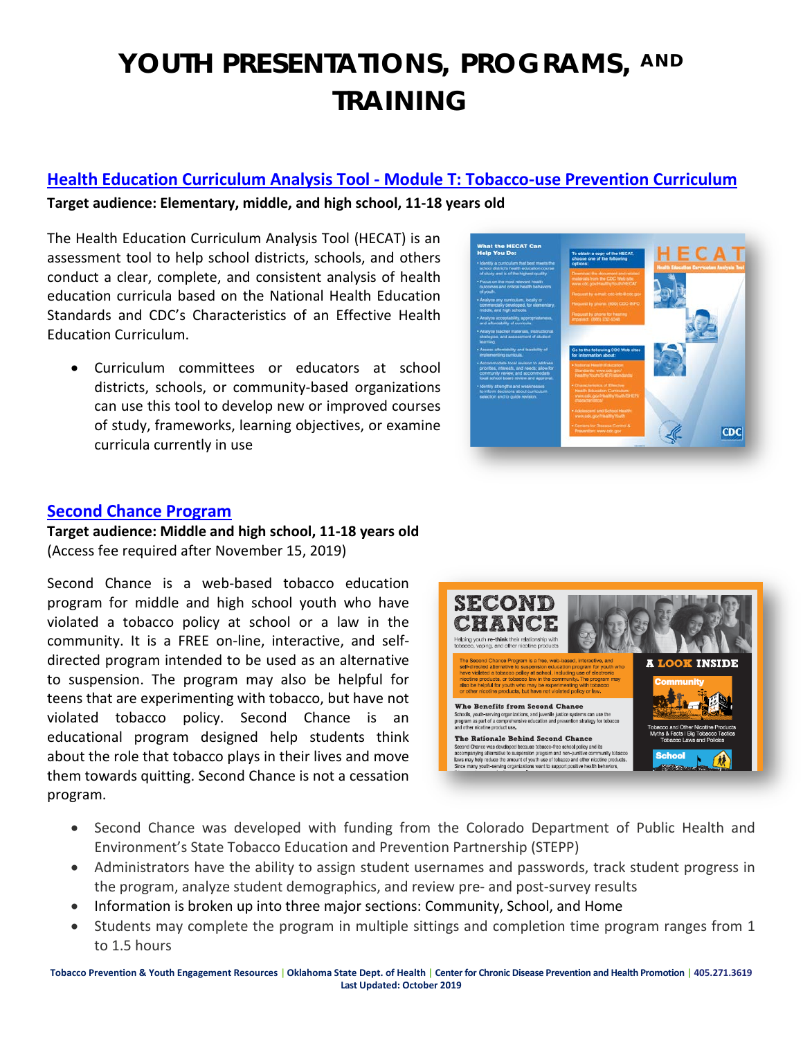# YOUTH PRESENTATIONS, PROGRAMS, AND TRAINING

## Health Education Curriculum Analysis Tool - Module T: Tobacco-use Prevention Curriculum

**Target audience: Elementary, middle, and high school, 11-18 years old**

The Health Education Curriculum Analysis Tool (HECAT) is an assessment tool to help school districts, schools, and others conduct a clear, complete, and consistent analysis of health education curricula based on the National Health Education Standards and CDC's Characteristics of an Effective Health Education Curriculum.

- Curriculum committees or educators at school districts, schools, or community-based organizations can use this tool to develop new or improved courses of study, frameworks, learning objectives, or examine curricula currently in use

## Second Chance Program

**Target audience: Middle and high school, 11-18 years old**
(Access fee required after November 15, 2019)

Second Chance is a web-based tobacco education program for middle and high school youth who have violated a tobacco policy at school or a law in the community. It is a FREE on-line, interactive, and self-directed program intended to be used as an alternative to suspension. The program may also be helpful for teens that are experimenting with tobacco, but have not violated tobacco policy. Second Chance is an educational program designed help students think about the role that tobacco plays in their lives and move them towards quitting. Second Chance is not a cessation program.

- Second Chance was developed with funding from the Colorado Department of Public Health and Environment's State Tobacco Education and Prevention Partnership (STEPP)
- Administrators have the ability to assign student usernames and passwords, track student progress in the program, analyze student demographics, and review pre- and post-survey results
- Information is broken up into three major sections: Community, School, and Home
- Students may complete the program in multiple sittings and completion time program ranges from 1 to 1.5 hours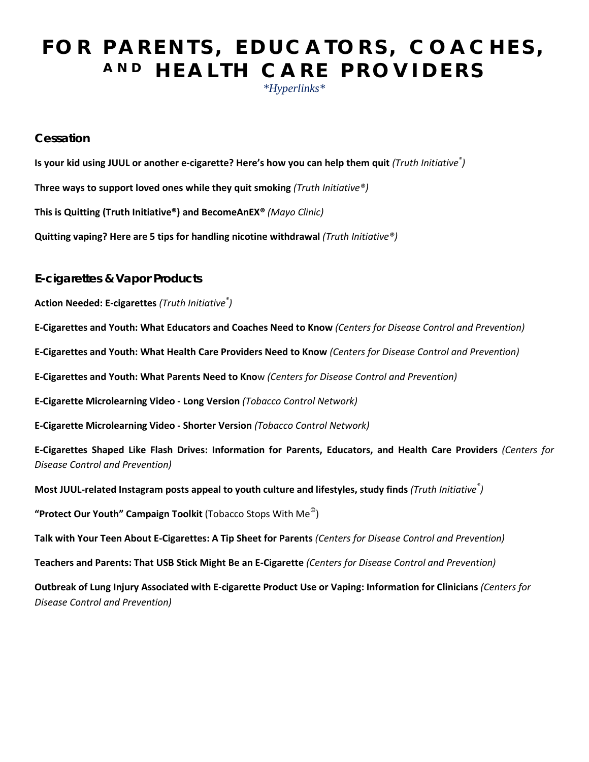# FOR PARENTS, EDUCATORS, COACHES, AND HEALTH CARE PROVIDERS

*\*Hyperlinks\**

## Cessation

**Is your kid using JUUL or another e-cigarette? Here's how you can help them quit** *(Truth Initiative®)*

**Three ways to support loved ones while they quit smoking** *(Truth Initiative®)*

**This is Quitting (Truth Initiative®) and BecomeAnEX®** *(Mayo Clinic)*

**Quitting vaping? Here are 5 tips for handling nicotine withdrawal** *(Truth Initiative®)*

## E-cigarettes & Vapor Products

**Action Needed: E-cigarettes** *(Truth Initiative®)*

**E-Cigarettes and Youth: What Educators and Coaches Need to Know** *(Centers for Disease Control and Prevention)*

**E-Cigarettes and Youth: What Health Care Providers Need to Know** *(Centers for Disease Control and Prevention)*

**E-Cigarettes and Youth: What Parents Need to Kno**w *(Centers for Disease Control and Prevention)*

**E-Cigarette Microlearning Video - Long Version** *(Tobacco Control Network)*

**E-Cigarette Microlearning Video - Shorter Version** *(Tobacco Control Network)*

**E-Cigarettes Shaped Like Flash Drives: Information for Parents, Educators, and Health Care Providers** *(Centers for Disease Control and Prevention)*

**Most JUUL-related Instagram posts appeal to youth culture and lifestyles, study finds** *(Truth Initiative®)*

**"Protect Our Youth" Campaign Toolkit** (Tobacco Stops With Me©)

**Talk with Your Teen About E-Cigarettes: A Tip Sheet for Parents** *(Centers for Disease Control and Prevention)*

**Teachers and Parents: That USB Stick Might Be an E-Cigarette** *(Centers for Disease Control and Prevention)*

**Outbreak of Lung Injury Associated with E-cigarette Product Use or Vaping: Information for Clinicians** *(Centers for Disease Control and Prevention)*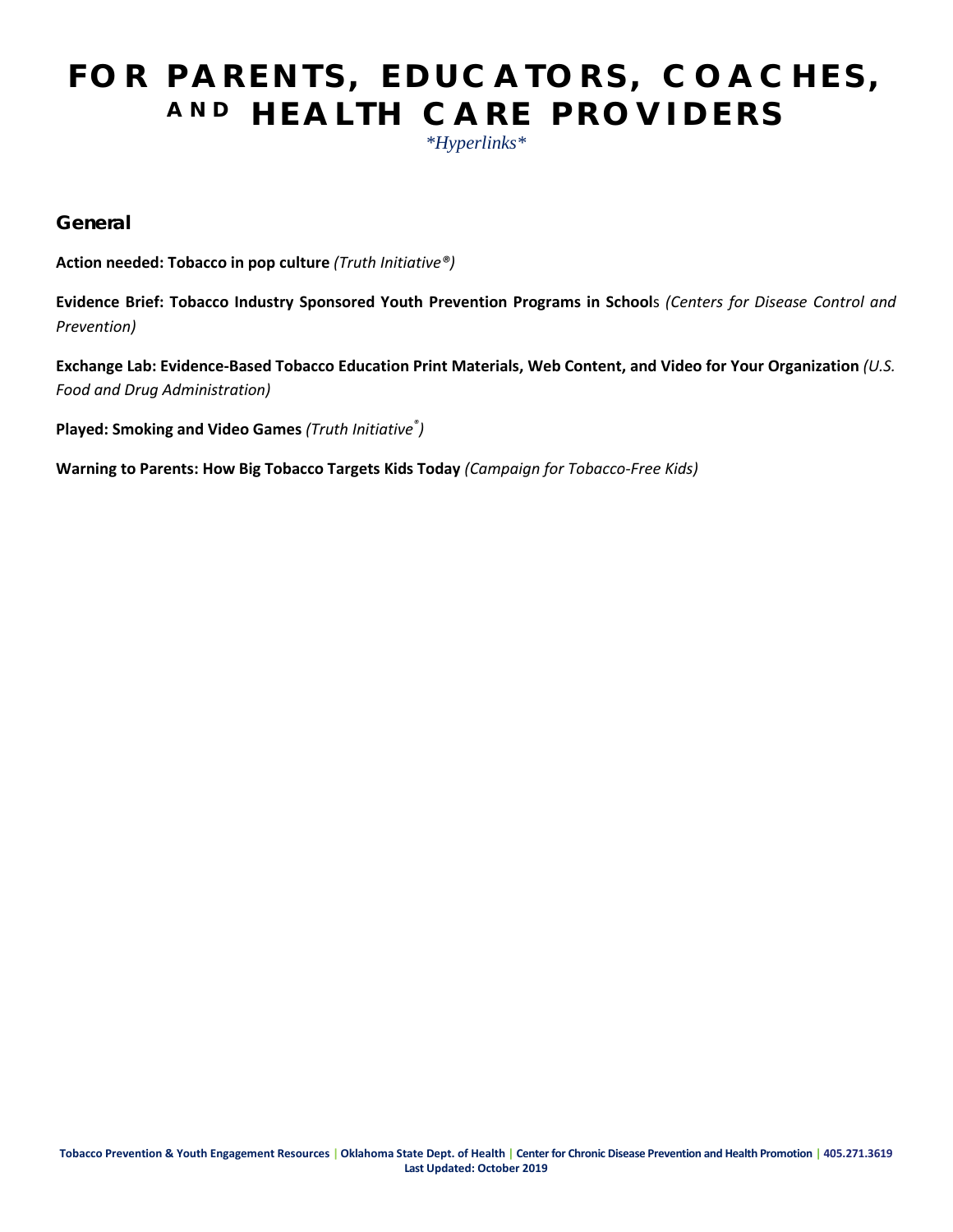# FOR PARENTS, EDUCATORS, COACHES, AND HEALTH CARE PROVIDERS

*\*Hyperlinks\**

## General

**Action needed: Tobacco in pop culture** *(Truth Initiative®)*

**Evidence Brief: Tobacco Industry Sponsored Youth Prevention Programs in School**s *(Centers for Disease Control and Prevention)*

**Exchange Lab: Evidence-Based Tobacco Education Print Materials, Web Content, and Video for Your Organization** *(U.S. Food and Drug Administration)*

**Played: Smoking and Video Games** *(Truth Initiative®)*

**Warning to Parents: How Big Tobacco Targets Kids Today** *(Campaign for Tobacco-Free Kids)*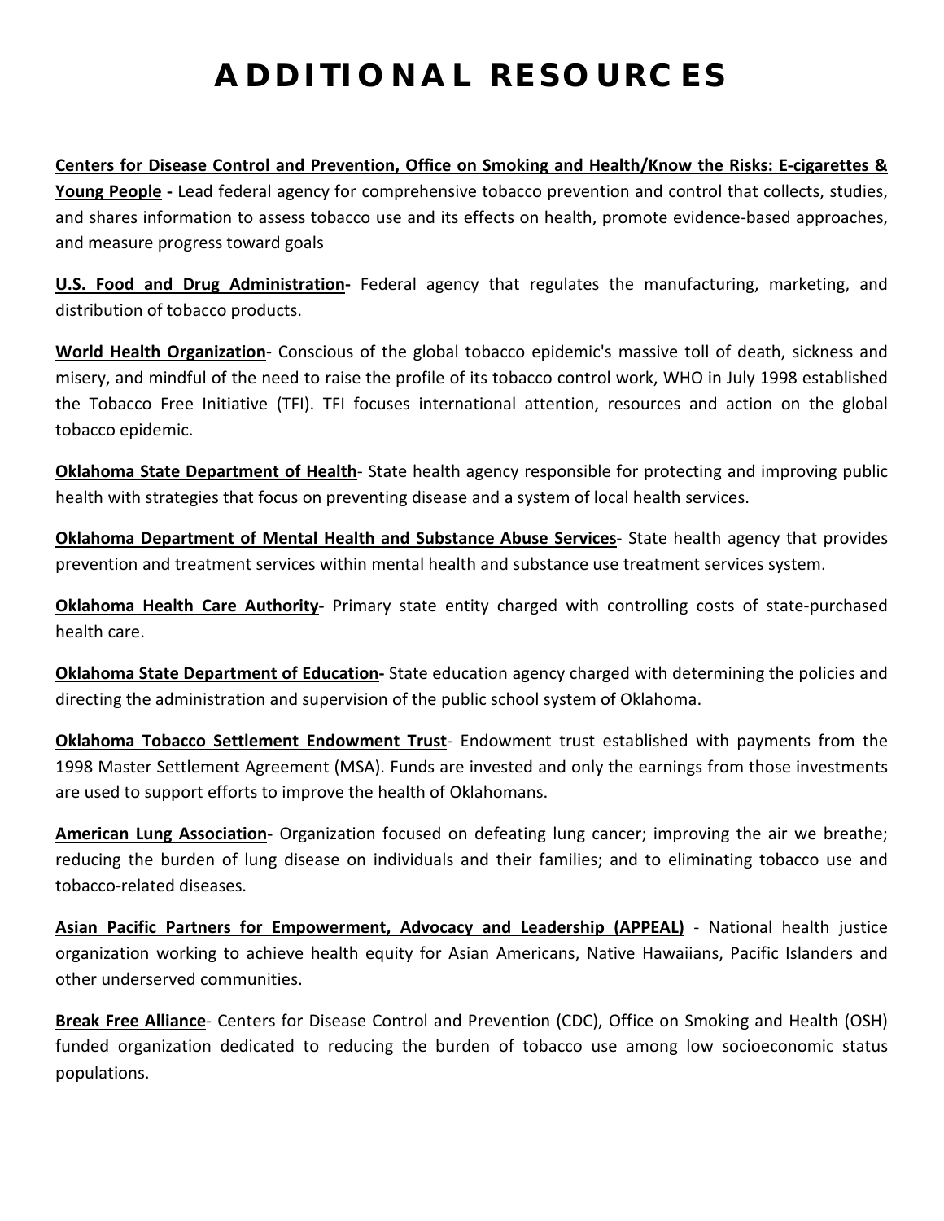# ADDITIONAL RESOURCES

**Centers for Disease Control and Prevention, Office on Smoking and Health/Know the Risks: E-cigarettes & Young People -** Lead federal agency for comprehensive tobacco prevention and control that collects, studies, and shares information to assess tobacco use and its effects on health, promote evidence-based approaches, and measure progress toward goals

**U.S. Food and Drug Administration-** Federal agency that regulates the manufacturing, marketing, and distribution of tobacco products.

**World Health Organization**- Conscious of the global tobacco epidemic's massive toll of death, sickness and misery, and mindful of the need to raise the profile of its tobacco control work, WHO in July 1998 established the Tobacco Free Initiative (TFI). TFI focuses international attention, resources and action on the global tobacco epidemic.

**Oklahoma State Department of Health**- State health agency responsible for protecting and improving public health with strategies that focus on preventing disease and a system of local health services.

**Oklahoma Department of Mental Health and Substance Abuse Services**- State health agency that provides prevention and treatment services within mental health and substance use treatment services system.

**Oklahoma Health Care Authority-** Primary state entity charged with controlling costs of state-purchased health care.

**Oklahoma State Department of Education-** State education agency charged with determining the policies and directing the administration and supervision of the public school system of Oklahoma.

**Oklahoma Tobacco Settlement Endowment Trust**- Endowment trust established with payments from the 1998 Master Settlement Agreement (MSA). Funds are invested and only the earnings from those investments are used to support efforts to improve the health of Oklahomans.

**American Lung Association-** Organization focused on defeating lung cancer; improving the air we breathe; reducing the burden of lung disease on individuals and their families; and to eliminating tobacco use and tobacco-related diseases.

**Asian Pacific Partners for Empowerment, Advocacy and Leadership (APPEAL)** - National health justice organization working to achieve health equity for Asian Americans, Native Hawaiians, Pacific Islanders and other underserved communities.

**Break Free Alliance**- Centers for Disease Control and Prevention (CDC), Office on Smoking and Health (OSH) funded organization dedicated to reducing the burden of tobacco use among low socioeconomic status populations.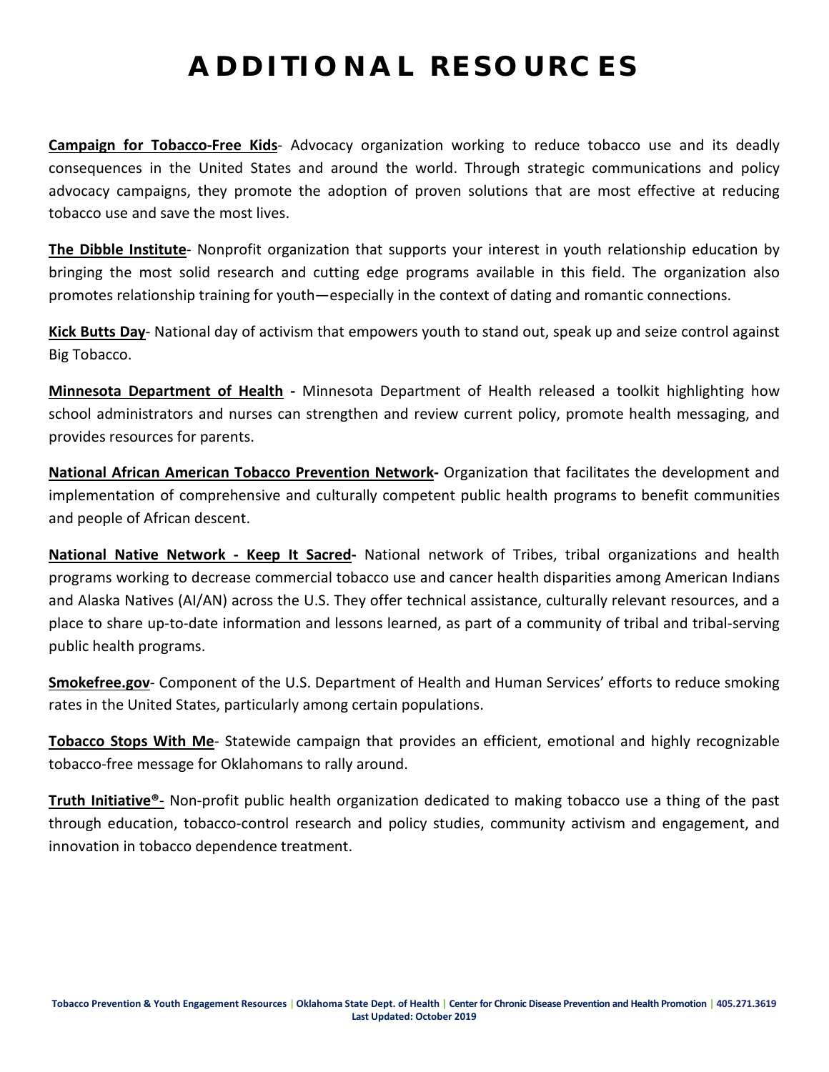# ADDITIONAL RESOURCES

**Campaign for Tobacco-Free Kids**- Advocacy organization working to reduce tobacco use and its deadly consequences in the United States and around the world. Through strategic communications and policy advocacy campaigns, they promote the adoption of proven solutions that are most effective at reducing tobacco use and save the most lives.

**The Dibble Institute**- Nonprofit organization that supports your interest in youth relationship education by bringing the most solid research and cutting edge programs available in this field. The organization also promotes relationship training for youth—especially in the context of dating and romantic connections.

**Kick Butts Day**- National day of activism that empowers youth to stand out, speak up and seize control against Big Tobacco.

**Minnesota Department of Health -** Minnesota Department of Health released a toolkit highlighting how school administrators and nurses can strengthen and review current policy, promote health messaging, and provides resources for parents.

**National African American Tobacco Prevention Network-** Organization that facilitates the development and implementation of comprehensive and culturally competent public health programs to benefit communities and people of African descent.

**National Native Network - Keep It Sacred-** National network of Tribes, tribal organizations and health programs working to decrease commercial tobacco use and cancer health disparities among American Indians and Alaska Natives (AI/AN) across the U.S. They offer technical assistance, culturally relevant resources, and a place to share up-to-date information and lessons learned, as part of a community of tribal and tribal-serving public health programs.

**Smokefree.gov**- Component of the U.S. Department of Health and Human Services' efforts to reduce smoking rates in the United States, particularly among certain populations.

**Tobacco Stops With Me**- Statewide campaign that provides an efficient, emotional and highly recognizable tobacco-free message for Oklahomans to rally around.

**Truth Initiative®**- Non-profit public health organization dedicated to making tobacco use a thing of the past through education, tobacco-control research and policy studies, community activism and engagement, and innovation in tobacco dependence treatment.